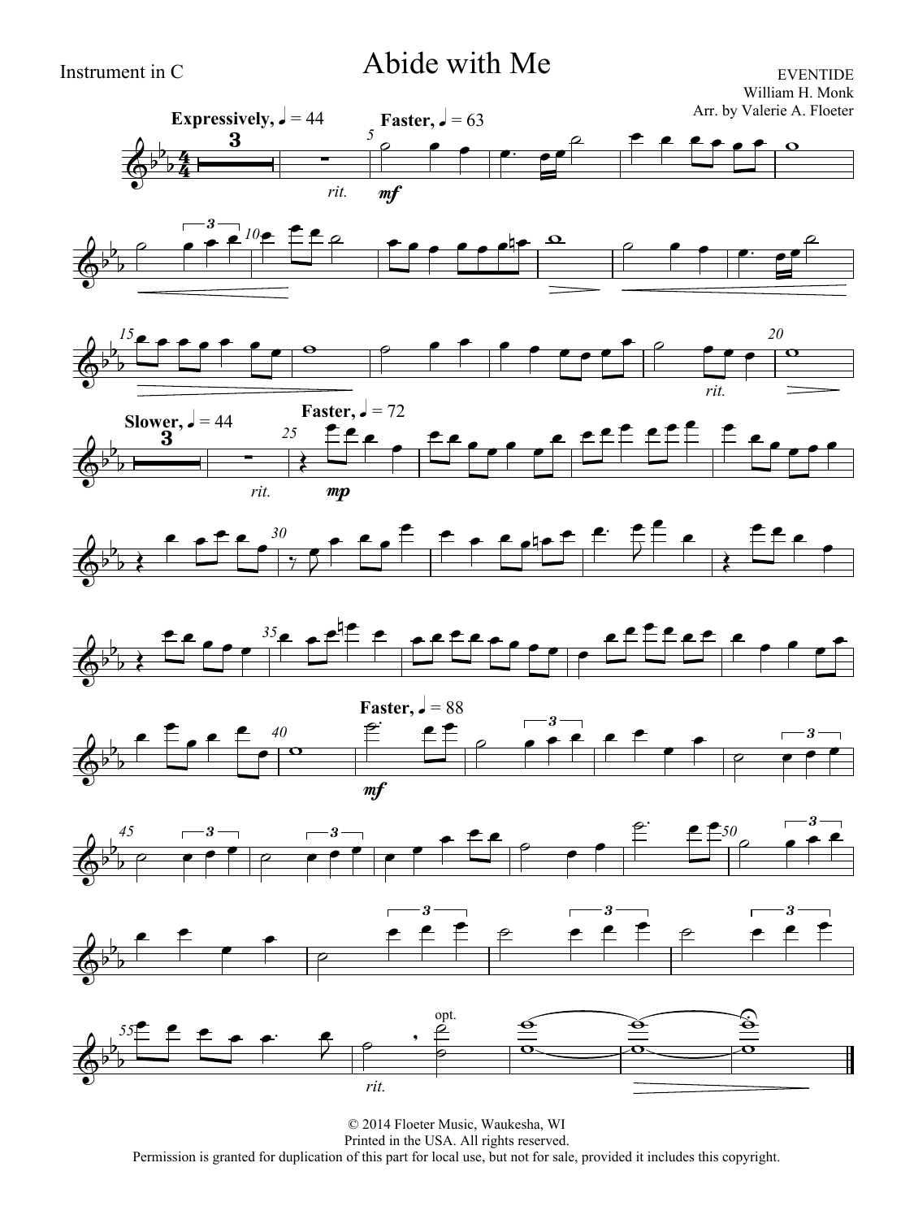Instrument in C

# Abide with Me

EVENTIDE
William H. Monk
Arr. by Valerie A. Floeter

© 2014 Floeter Music, Waukesha, WI
Printed in the USA. All rights reserved.
Permission is granted for duplication of this part for local use, but not for sale, provided it includes this copyright.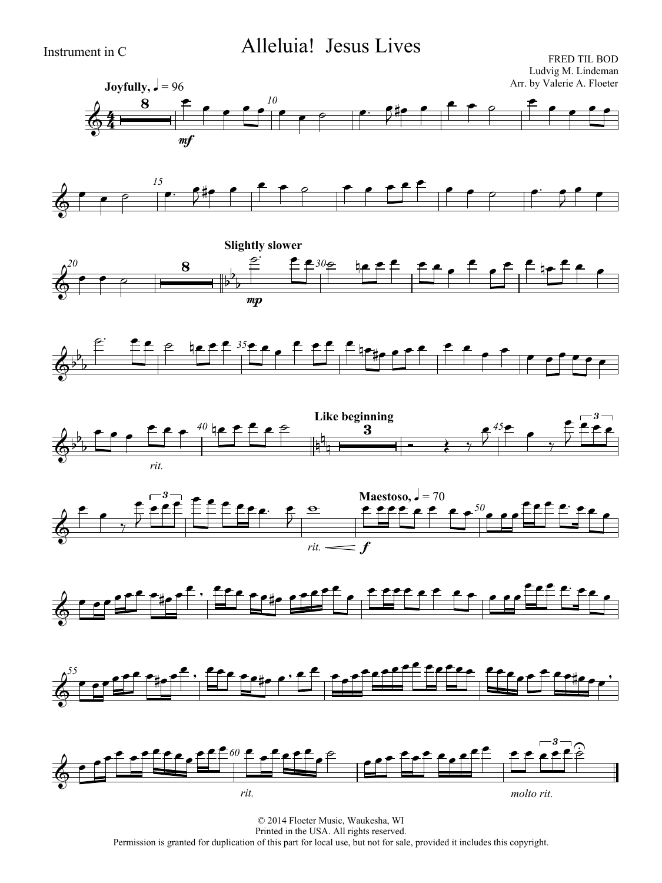Instrument in C

# Alleluia! Jesus Lives

FRED TIL BOD
Ludvig M. Lindeman
Arr. by Valerie A. Floeter

**Joyfully,** ♩ = 96

**Slightly slower**

*rit.*

**Like beginning**

*rit.* *f*

**Maestoso,** ♩ = 70

*rit.*

*molto rit.*

© 2014 Floeter Music, Waukesha, WI
Printed in the USA. All rights reserved.
Permission is granted for duplication of this part for local use, but not for sale, provided it includes this copyright.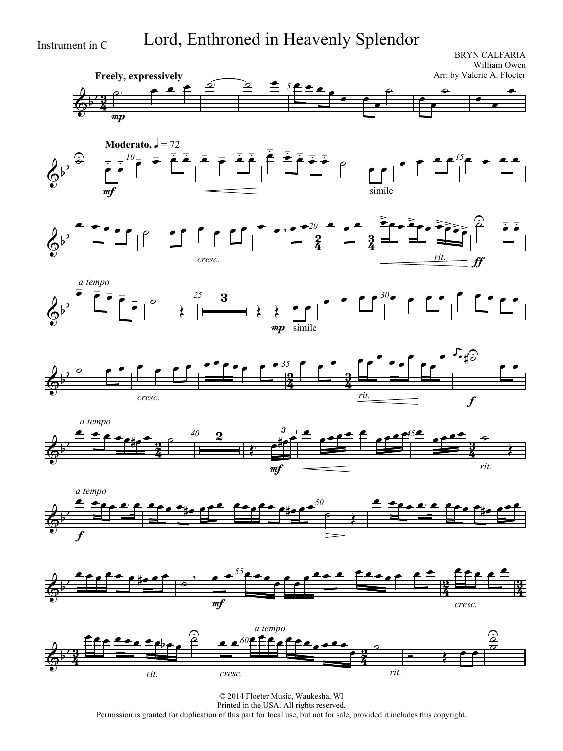Instrument in C

# Lord, Enthroned in Heavenly Splendor

BRYN CALFARIA
William Owen
Arr. by Valerie A. Floeter

© 2014 Floeter Music, Waukesha, WI
Printed in the USA. All rights reserved.
Permission is granted for duplication of this part for local use, but not for sale, provided it includes this copyright.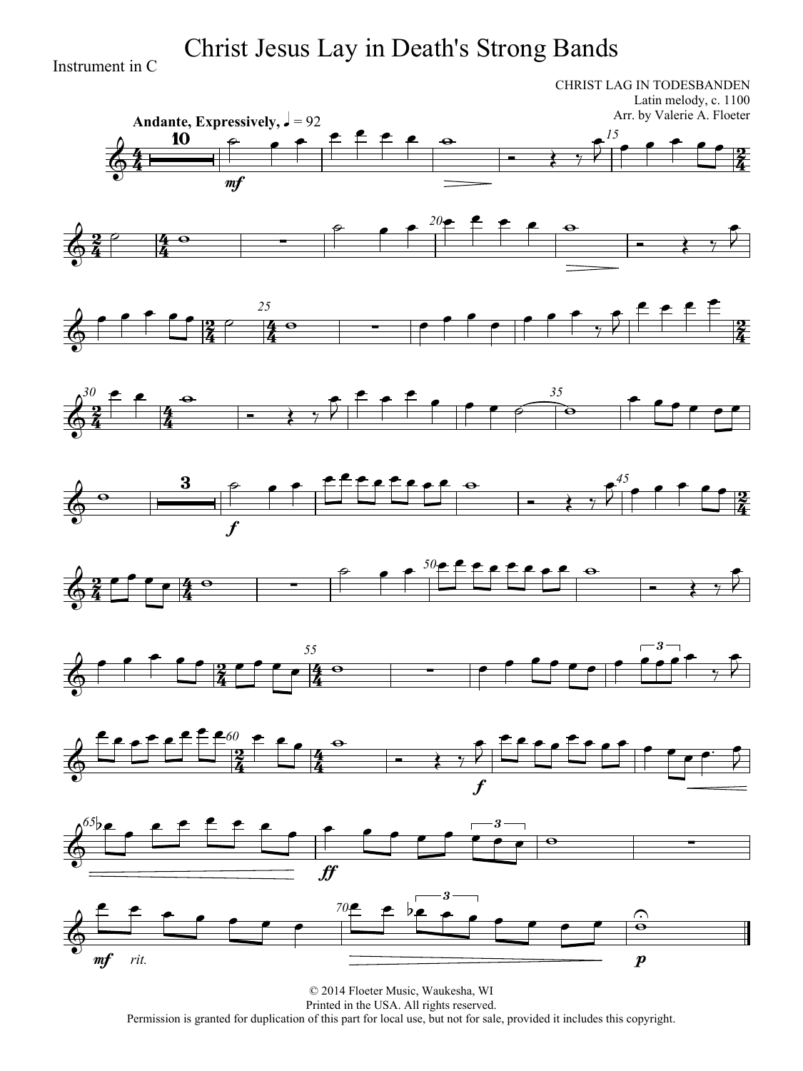Instrument in C

# Christ Jesus Lay in Death's Strong Bands

CHRIST LAG IN TODESBANDEN
Latin melody, c. 1100
Arr. by Valerie A. Floeter

**Andante, Expressively,** ♩ = 92

© 2014 Floeter Music, Waukesha, WI
Printed in the USA. All rights reserved.
Permission is granted for duplication of this part for local use, but not for sale, provided it includes this copyright.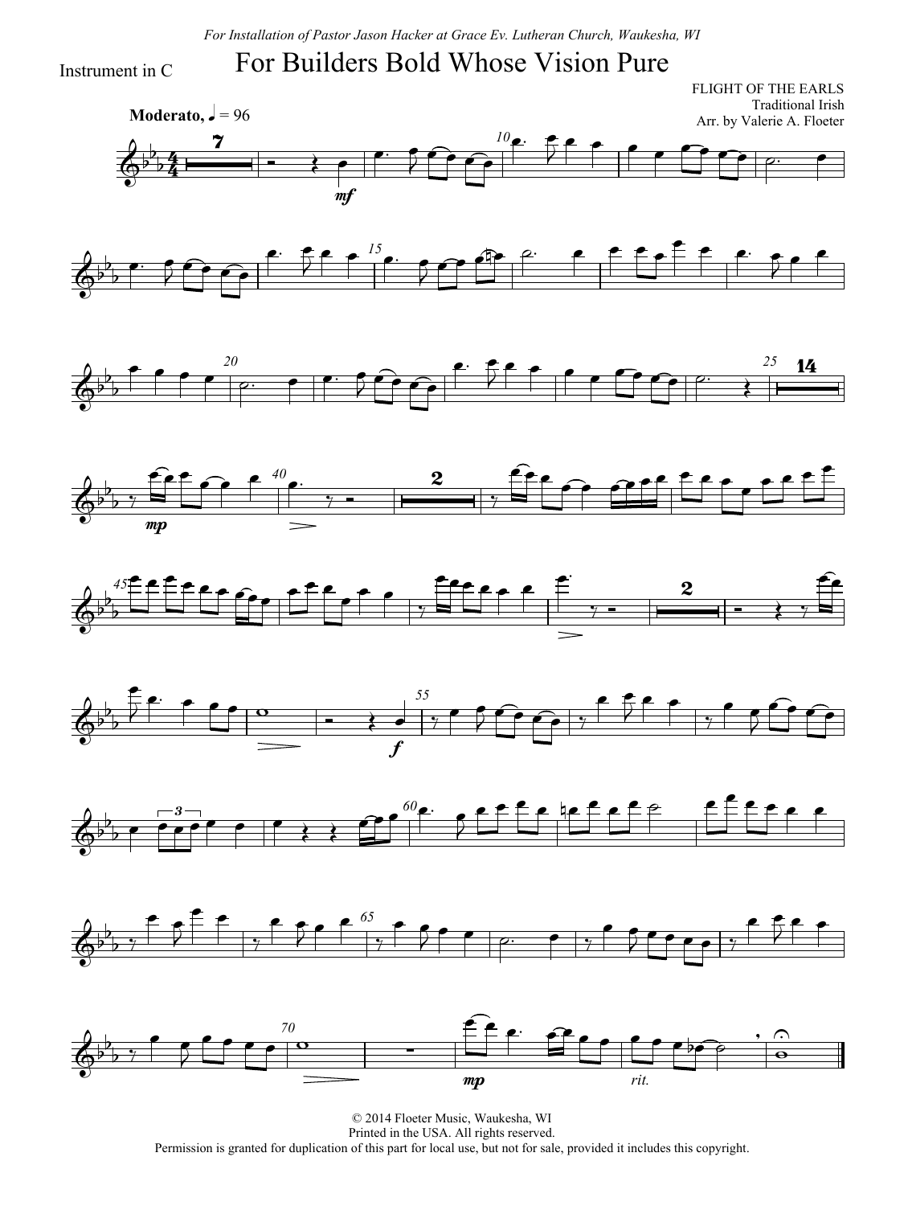*For Installation of Pastor Jason Hacker at Grace Ev. Lutheran Church, Waukesha, WI*

Instrument in C

# For Builders Bold Whose Vision Pure

FLIGHT OF THE EARLS
Traditional Irish
Arr. by Valerie A. Floeter

**Moderato,** ♩ = 96

© 2014 Floeter Music, Waukesha, WI
Printed in the USA. All rights reserved.
Permission is granted for duplication of this part for local use, but not for sale, provided it includes this copyright.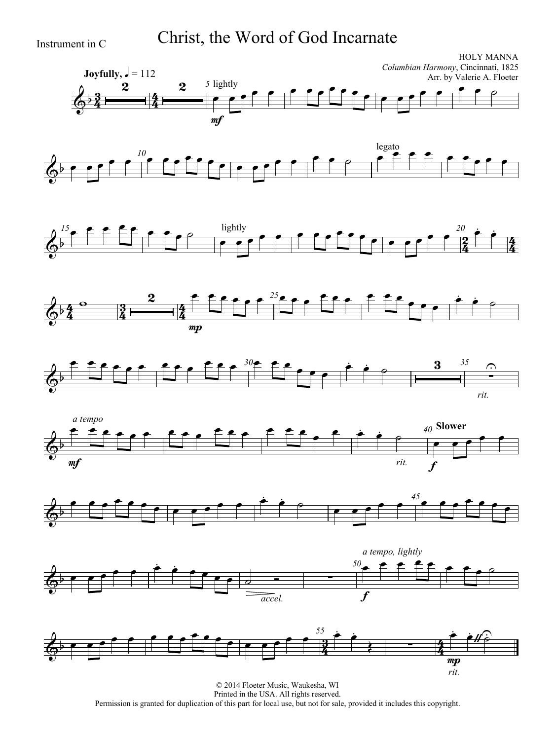Instrument in C

# Christ, the Word of God Incarnate

HOLY MANNA
*Columbian Harmony*, Cincinnati, 1825
Arr. by Valerie A. Floeter

**Joyfully,** ♩ = 112

© 2014 Floeter Music, Waukesha, WI
Printed in the USA. All rights reserved.
Permission is granted for duplication of this part for local use, but not for sale, provided it includes this copyright.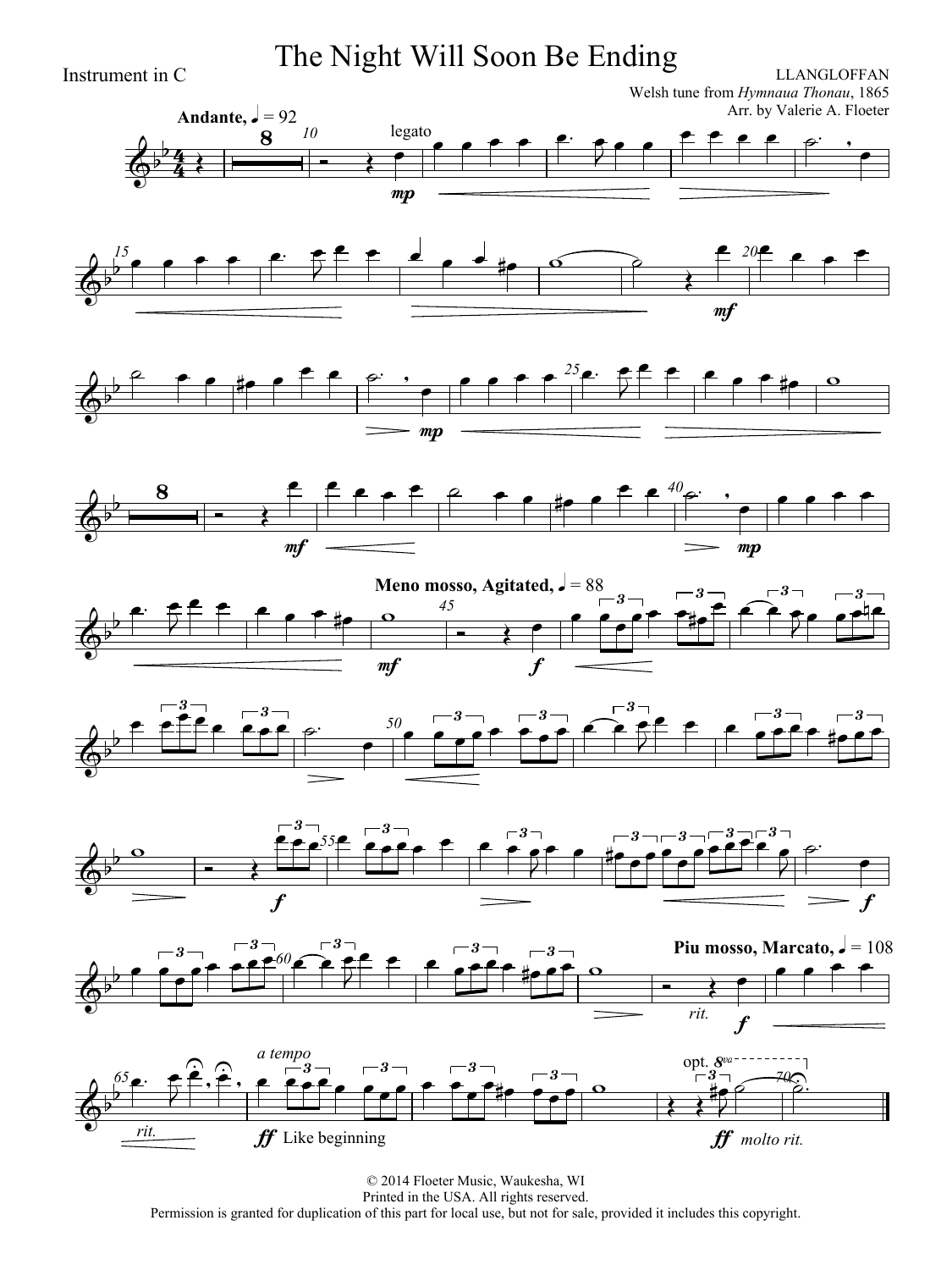Instrument in C

# The Night Will Soon Be Ending

LLANGLOFFAN
Welsh tune from *Hymnaua Thonau*, 1865
Arr. by Valerie A. Floeter

© 2014 Floeter Music, Waukesha, WI
Printed in the USA. All rights reserved.
Permission is granted for duplication of this part for local use, but not for sale, provided it includes this copyright.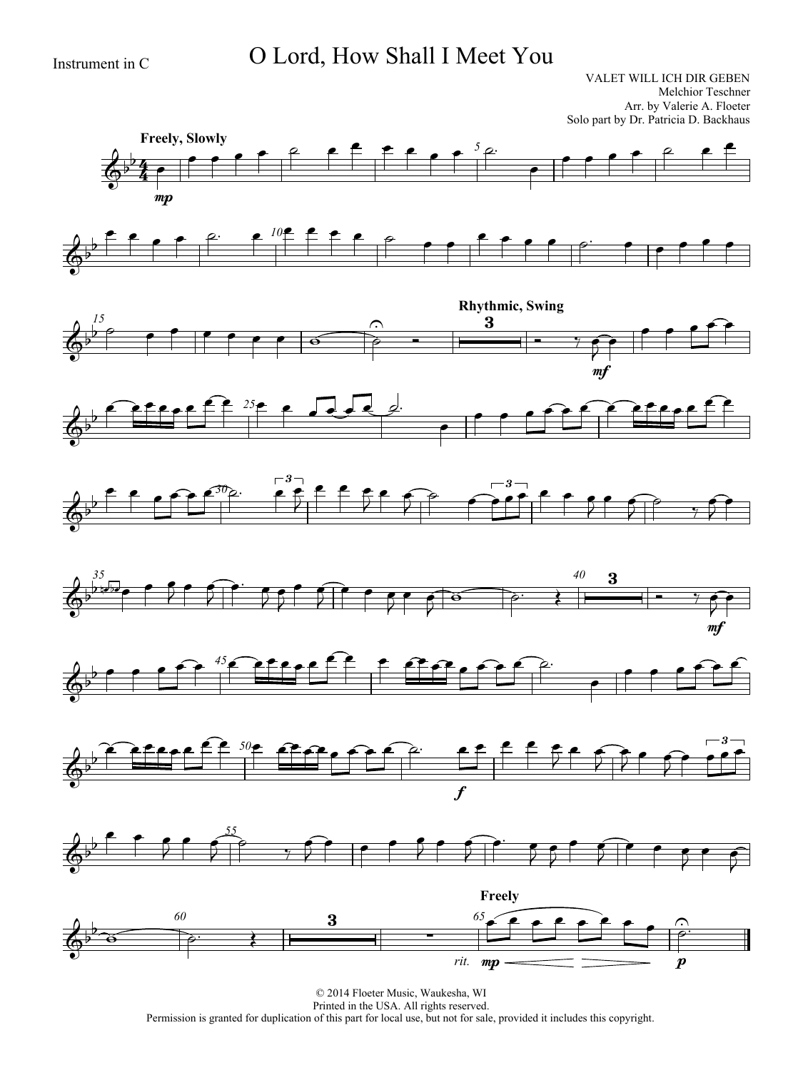Instrument in C

# O Lord, How Shall I Meet You

VALET WILL ICH DIR GEBEN
Melchior Teschner
Arr. by Valerie A. Floeter
Solo part by Dr. Patricia D. Backhaus

**Freely, Slowly**

**Rhythmic, Swing**

**Freely**

© 2014 Floeter Music, Waukesha, WI
Printed in the USA. All rights reserved.
Permission is granted for duplication of this part for local use, but not for sale, provided it includes this copyright.